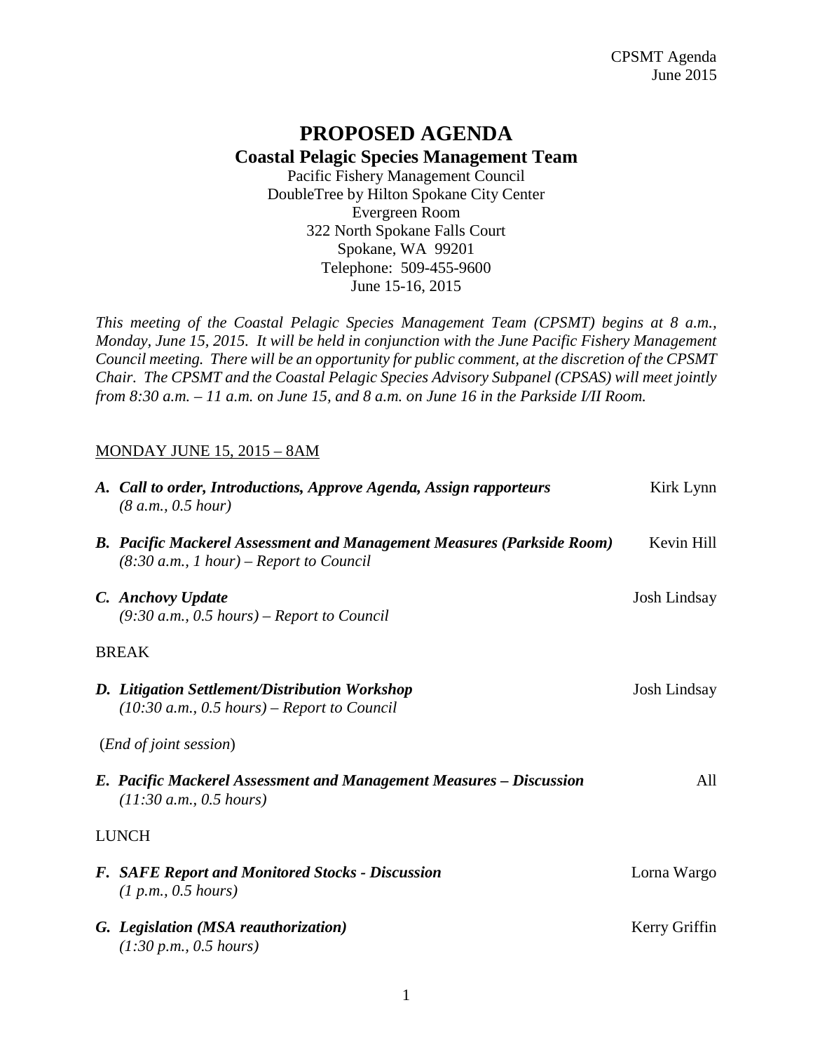# PROPOSED AGENDA

## Coastal Pelagic Species Management Team

Pacific Fishery Management Council
DoubleTree by Hilton Spokane City Center
Evergreen Room
322 North Spokane Falls Court
Spokane, WA 99201
Telephone: 509-455-9600
June 15-16, 2015

*This meeting of the Coastal Pelagic Species Management Team (CPSMT) begins at 8 a.m., Monday, June 15, 2015. It will be held in conjunction with the June Pacific Fishery Management Council meeting. There will be an opportunity for public comment, at the discretion of the CPSMT Chair. The CPSMT and the Coastal Pelagic Species Advisory Subpanel (CPSAS) will meet jointly from 8:30 a.m. – 11 a.m. on June 15, and 8 a.m. on June 16 in the Parkside I/II Room.*

MONDAY JUNE 15, 2015 – 8AM

***A. Call to order, Introductions, Approve Agenda, Assign rapporteurs*** — Kirk Lynn
*(8 a.m., 0.5 hour)*

***B. Pacific Mackerel Assessment and Management Measures (Parkside Room)*** — Kevin Hill
*(8:30 a.m., 1 hour) – Report to Council*

***C. Anchovy Update*** — Josh Lindsay
*(9:30 a.m., 0.5 hours) – Report to Council*

BREAK

***D. Litigation Settlement/Distribution Workshop*** — Josh Lindsay
*(10:30 a.m., 0.5 hours) – Report to Council*

(*End of joint session*)

***E. Pacific Mackerel Assessment and Management Measures – Discussion*** — All
*(11:30 a.m., 0.5 hours)*

LUNCH

***F. SAFE Report and Monitored Stocks - Discussion*** — Lorna Wargo
*(1 p.m., 0.5 hours)*

***G. Legislation (MSA reauthorization)*** — Kerry Griffin
*(1:30 p.m., 0.5 hours)*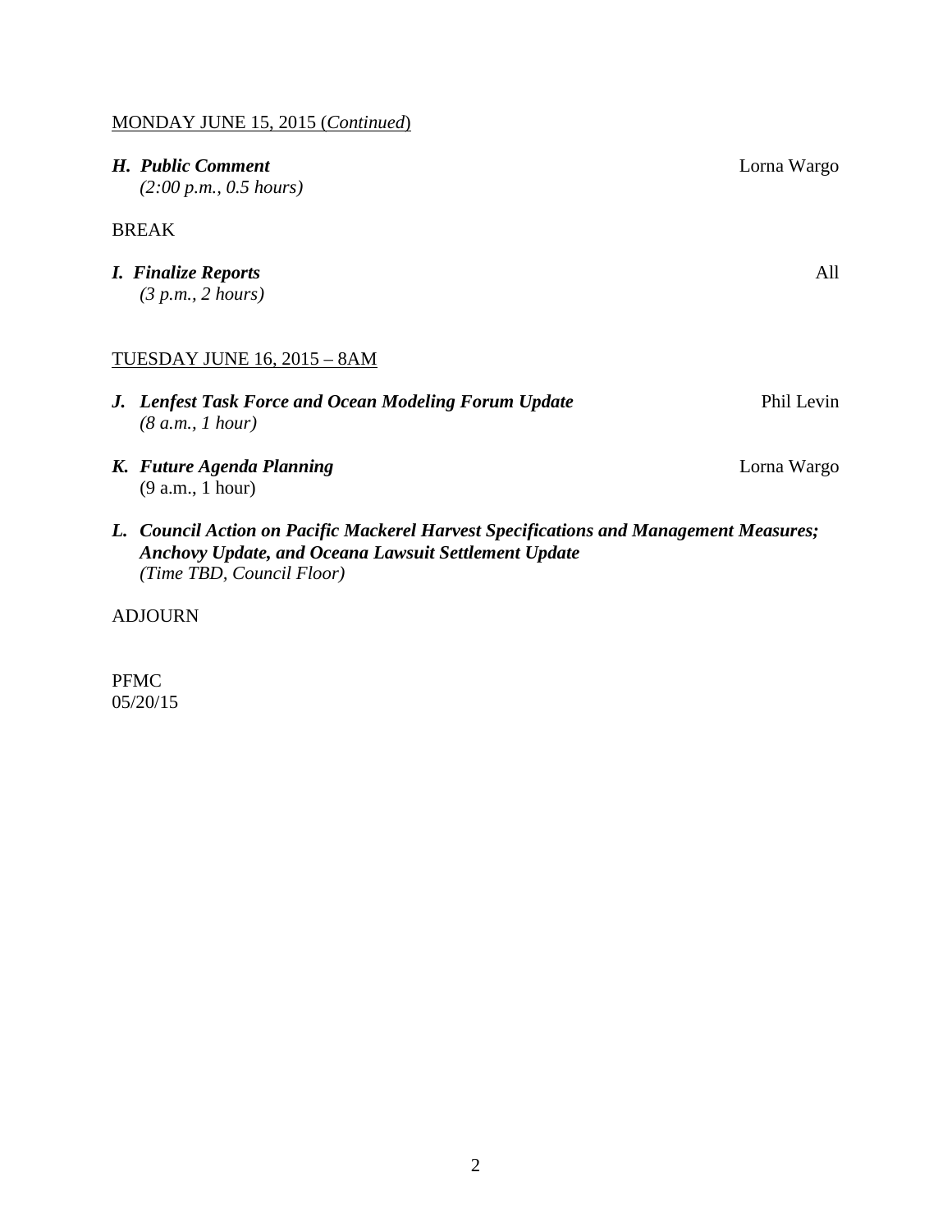<u>MONDAY JUNE 15, 2015 (*Continued*)</u>

***H. Public Comment*** — Lorna Wargo
*(2:00 p.m., 0.5 hours)*

BREAK

***I. Finalize Reports*** — All
*(3 p.m., 2 hours)*

<u>TUESDAY JUNE 16, 2015 – 8AM</u>

***J. Lenfest Task Force and Ocean Modeling Forum Update*** — Phil Levin
*(8 a.m., 1 hour)*

***K. Future Agenda Planning*** — Lorna Wargo
(9 a.m., 1 hour)

***L. Council Action on Pacific Mackerel Harvest Specifications and Management Measures; Anchovy Update, and Oceana Lawsuit Settlement Update***
*(Time TBD, Council Floor)*

ADJOURN

PFMC
05/20/15